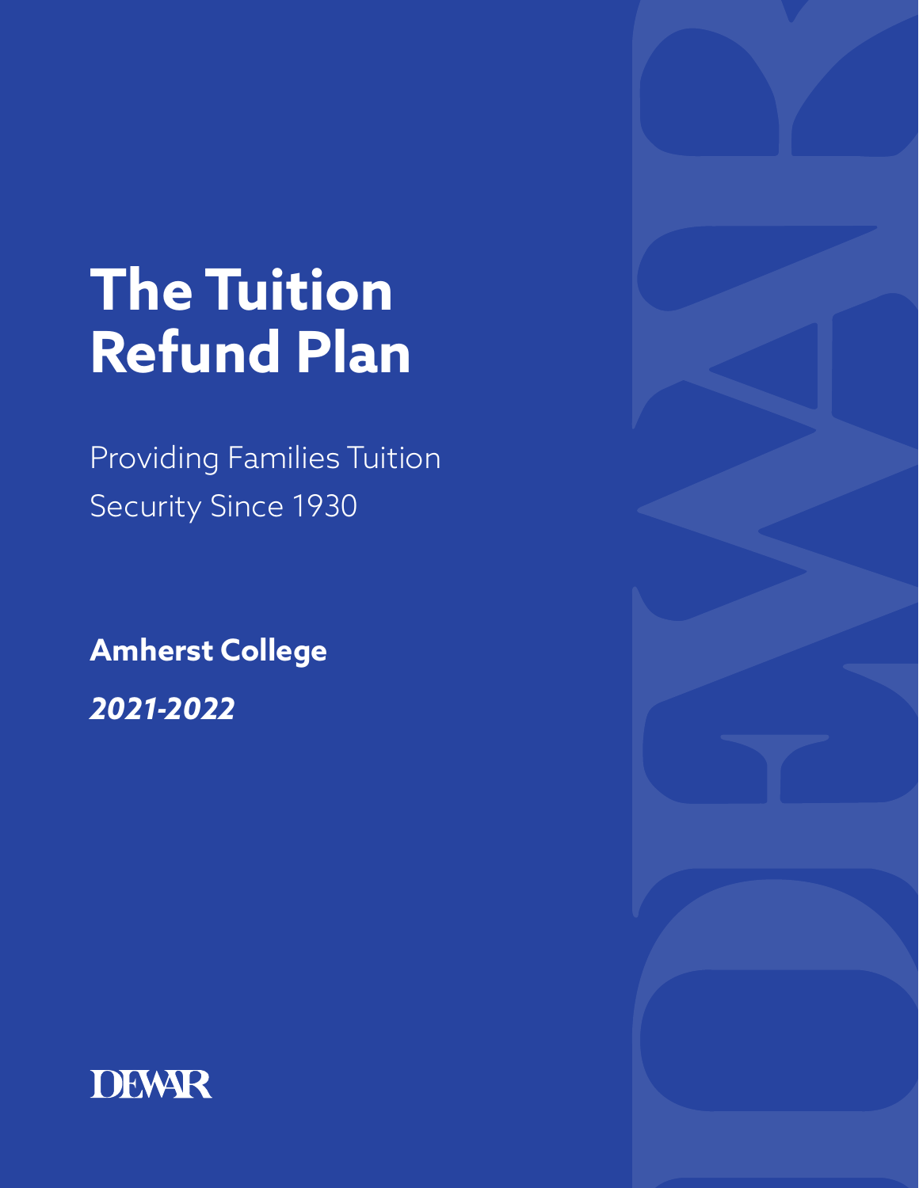# The Tuition Refund Plan

Providing Families Tuition Security Since 1930

**Amherst College**

***2021-2022***

DEWAR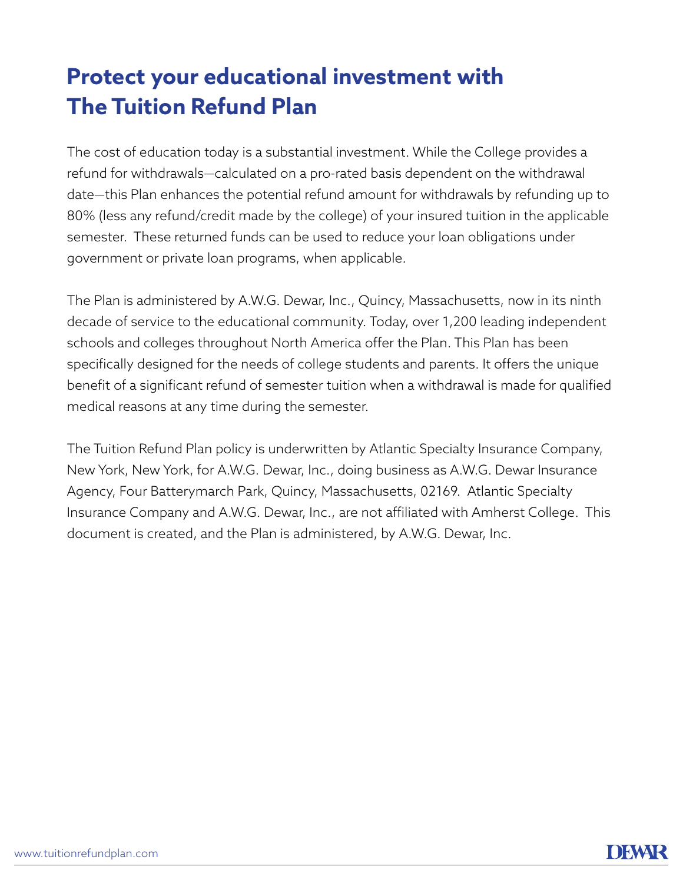# Protect your educational investment with The Tuition Refund Plan

The cost of education today is a substantial investment. While the College provides a refund for withdrawals—calculated on a pro-rated basis dependent on the withdrawal date—this Plan enhances the potential refund amount for withdrawals by refunding up to 80% (less any refund/credit made by the college) of your insured tuition in the applicable semester. These returned funds can be used to reduce your loan obligations under government or private loan programs, when applicable.

The Plan is administered by A.W.G. Dewar, Inc., Quincy, Massachusetts, now in its ninth decade of service to the educational community. Today, over 1,200 leading independent schools and colleges throughout North America offer the Plan. This Plan has been specifically designed for the needs of college students and parents. It offers the unique benefit of a significant refund of semester tuition when a withdrawal is made for qualified medical reasons at any time during the semester.

The Tuition Refund Plan policy is underwritten by Atlantic Specialty Insurance Company, New York, New York, for A.W.G. Dewar, Inc., doing business as A.W.G. Dewar Insurance Agency, Four Batterymarch Park, Quincy, Massachusetts, 02169. Atlantic Specialty Insurance Company and A.W.G. Dewar, Inc., are not affiliated with Amherst College. This document is created, and the Plan is administered, by A.W.G. Dewar, Inc.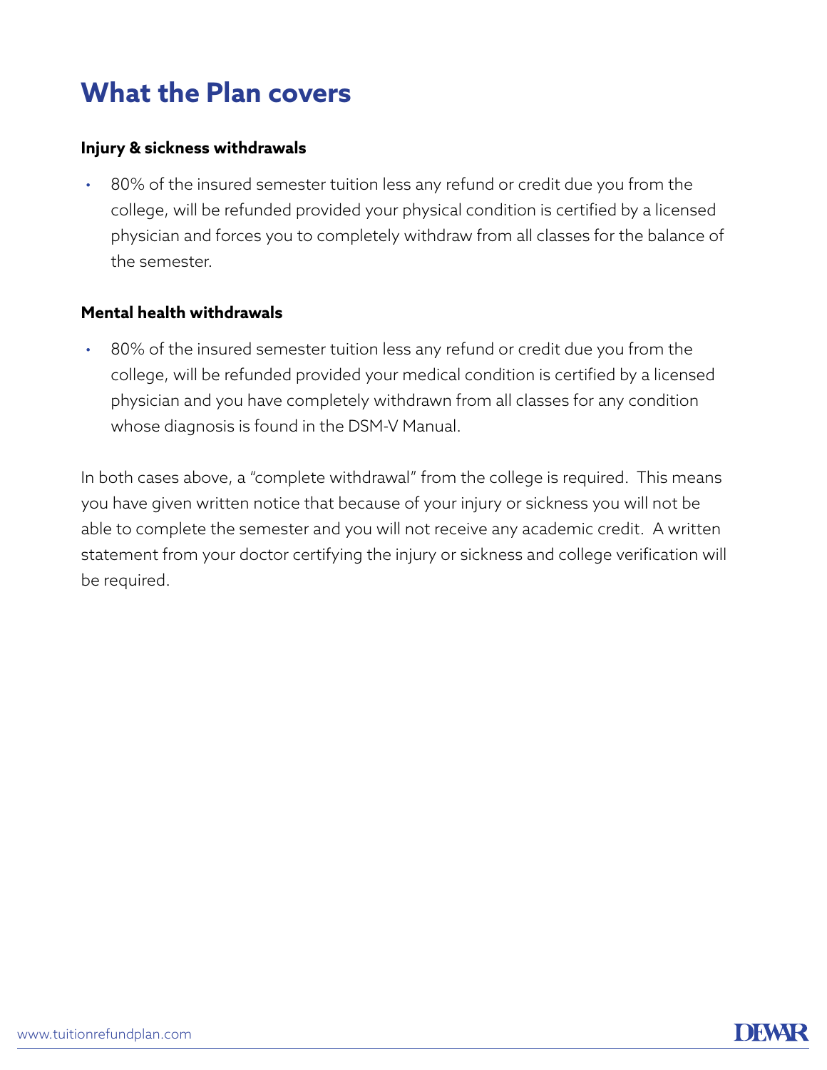# What the Plan covers

**Injury & sickness withdrawals**

- 80% of the insured semester tuition less any refund or credit due you from the college, will be refunded provided your physical condition is certified by a licensed physician and forces you to completely withdraw from all classes for the balance of the semester.

**Mental health withdrawals**

- 80% of the insured semester tuition less any refund or credit due you from the college, will be refunded provided your medical condition is certified by a licensed physician and you have completely withdrawn from all classes for any condition whose diagnosis is found in the DSM-V Manual.

In both cases above, a "complete withdrawal" from the college is required. This means you have given written notice that because of your injury or sickness you will not be able to complete the semester and you will not receive any academic credit. A written statement from your doctor certifying the injury or sickness and college verification will be required.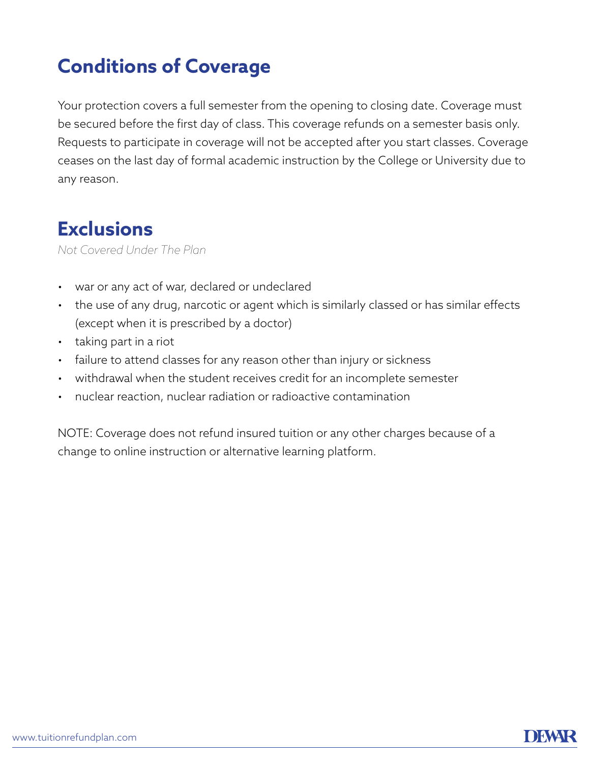## Conditions of Coverage

Your protection covers a full semester from the opening to closing date. Coverage must be secured before the first day of class. This coverage refunds on a semester basis only. Requests to participate in coverage will not be accepted after you start classes. Coverage ceases on the last day of formal academic instruction by the College or University due to any reason.

## Exclusions

*Not Covered Under The Plan*

- war or any act of war, declared or undeclared
- the use of any drug, narcotic or agent which is similarly classed or has similar effects (except when it is prescribed by a doctor)
- taking part in a riot
- failure to attend classes for any reason other than injury or sickness
- withdrawal when the student receives credit for an incomplete semester
- nuclear reaction, nuclear radiation or radioactive contamination

NOTE: Coverage does not refund insured tuition or any other charges because of a change to online instruction or alternative learning platform.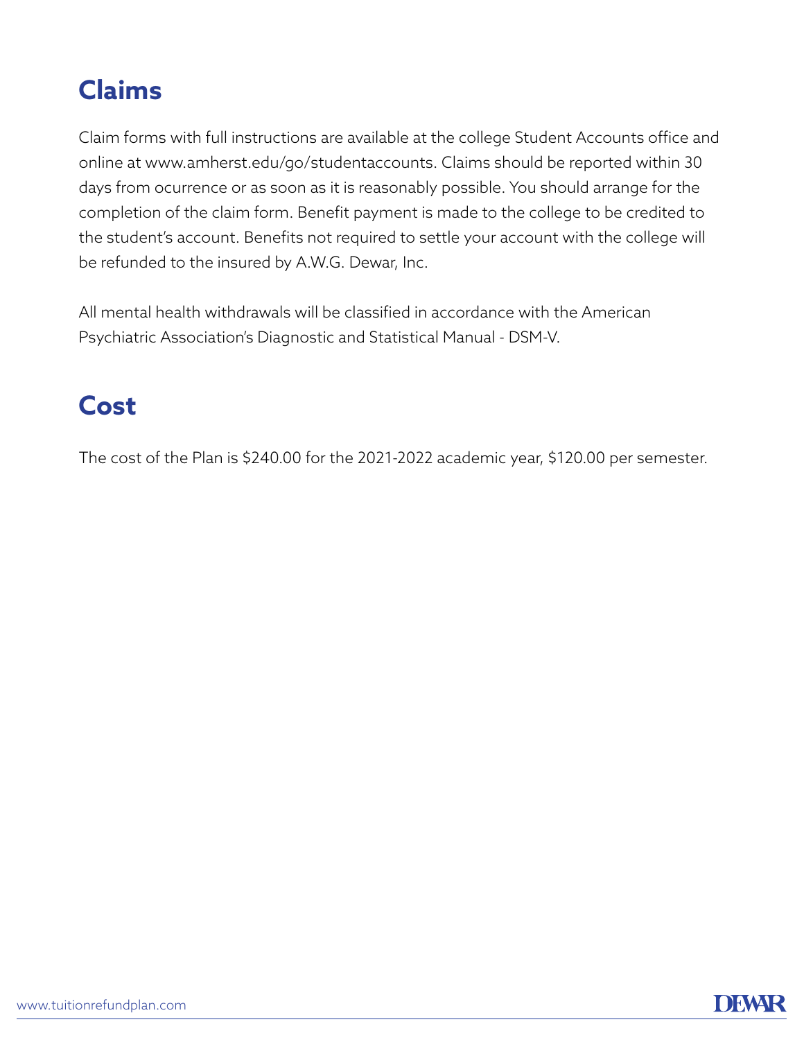## Claims

Claim forms with full instructions are available at the college Student Accounts office and online at www.amherst.edu/go/studentaccounts. Claims should be reported within 30 days from ocurrence or as soon as it is reasonably possible. You should arrange for the completion of the claim form. Benefit payment is made to the college to be credited to the student's account. Benefits not required to settle your account with the college will be refunded to the insured by A.W.G. Dewar, Inc.

All mental health withdrawals will be classified in accordance with the American Psychiatric Association's Diagnostic and Statistical Manual - DSM-V.

## Cost

The cost of the Plan is $240.00 for the 2021-2022 academic year, $120.00 per semester.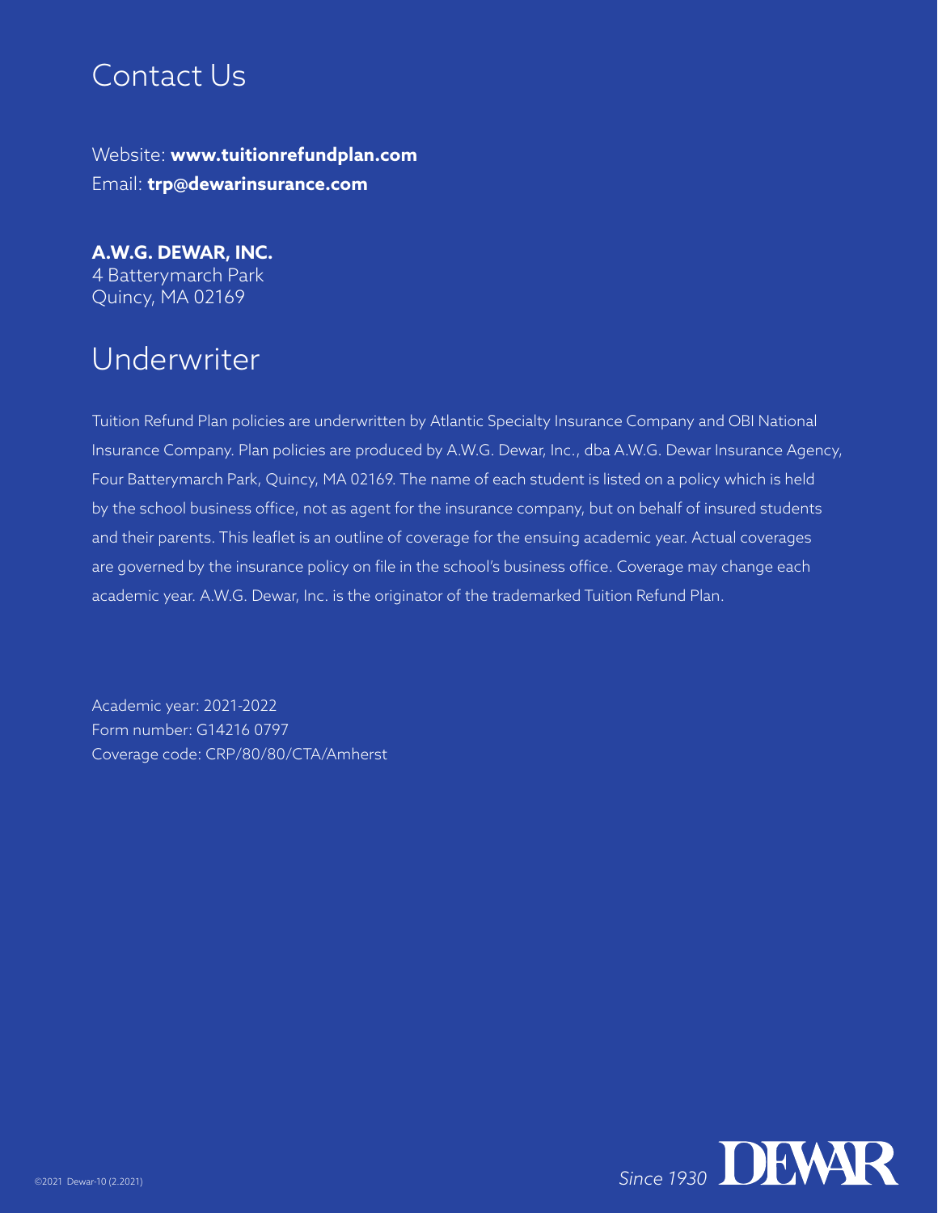# Contact Us

Website: **www.tuitionrefundplan.com**
Email: **trp@dewarinsurance.com**

**A.W.G. DEWAR, INC.**
4 Batterymarch Park
Quincy, MA 02169

# Underwriter

Tuition Refund Plan policies are underwritten by Atlantic Specialty Insurance Company and OBI National Insurance Company. Plan policies are produced by A.W.G. Dewar, Inc., dba A.W.G. Dewar Insurance Agency, Four Batterymarch Park, Quincy, MA 02169. The name of each student is listed on a policy which is held by the school business office, not as agent for the insurance company, but on behalf of insured students and their parents. This leaflet is an outline of coverage for the ensuing academic year. Actual coverages are governed by the insurance policy on file in the school's business office. Coverage may change each academic year. A.W.G. Dewar, Inc. is the originator of the trademarked Tuition Refund Plan.

Academic year: 2021-2022
Form number: G14216 0797
Coverage code: CRP/80/80/CTA/Amherst

©2021 Dewar-10 (2.2021)

*Since 1930* DEWAR